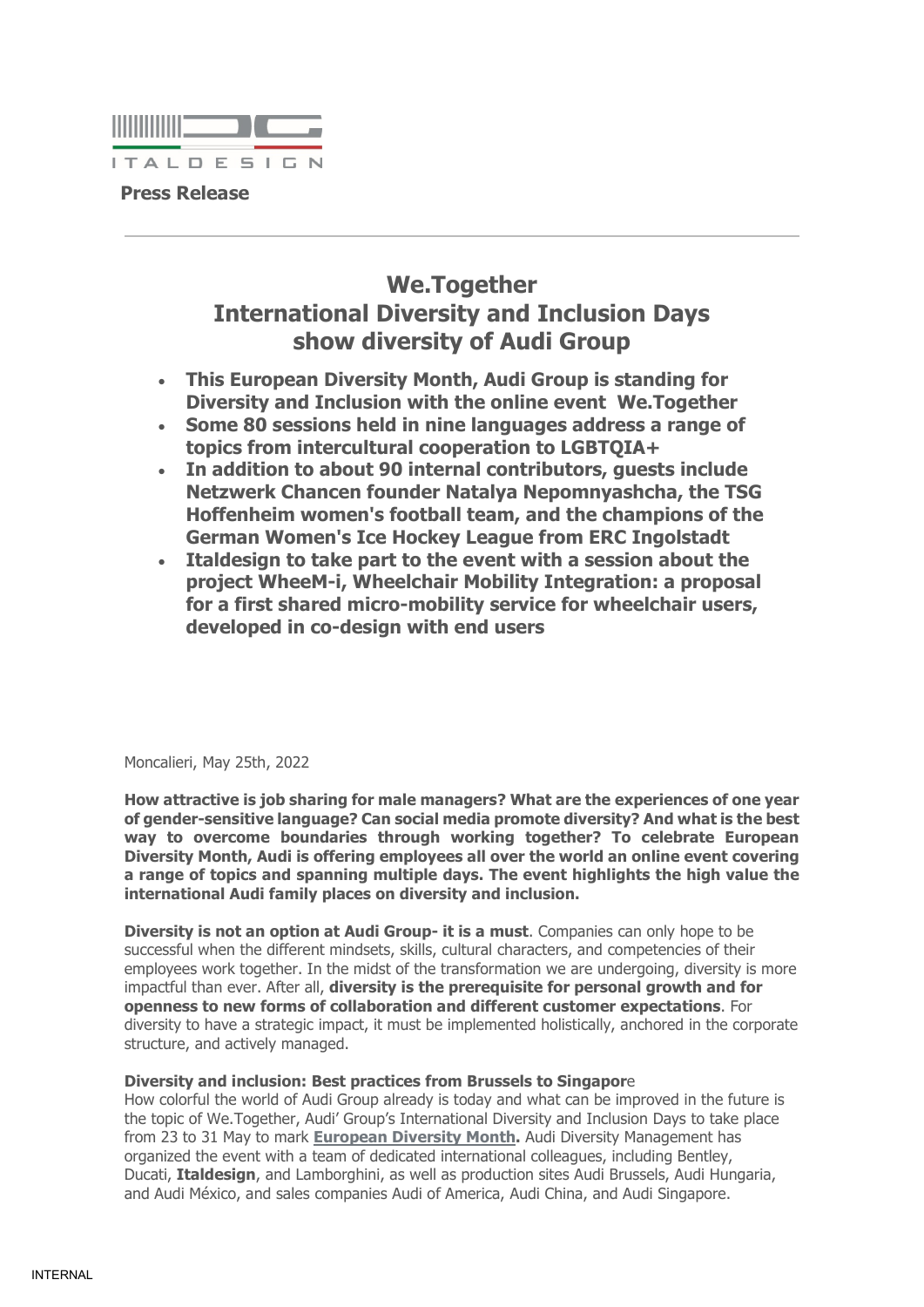ITALDESIGN

**Press Release**

# We.Together
# International Diversity and Inclusion Days show diversity of Audi Group

- **This European Diversity Month, Audi Group is standing for Diversity and Inclusion with the online event We.Together**
- **Some 80 sessions held in nine languages address a range of topics from intercultural cooperation to LGBTQIA+**
- **In addition to about 90 internal contributors, guests include Netzwerk Chancen founder Natalya Nepomnyashcha, the TSG Hoffenheim women's football team, and the champions of the German Women's Ice Hockey League from ERC Ingolstadt**
- **Italdesign to take part to the event with a session about the project WheeM-i, Wheelchair Mobility Integration: a proposal for a first shared micro-mobility service for wheelchair users, developed in co-design with end users**

Moncalieri, May 25th, 2022

**How attractive is job sharing for male managers? What are the experiences of one year of gender-sensitive language? Can social media promote diversity? And what is the best way to overcome boundaries through working together? To celebrate European Diversity Month, Audi is offering employees all over the world an online event covering a range of topics and spanning multiple days. The event highlights the high value the international Audi family places on diversity and inclusion.**

**Diversity is not an option at Audi Group- it is a must**. Companies can only hope to be successful when the different mindsets, skills, cultural characters, and competencies of their employees work together. In the midst of the transformation we are undergoing, diversity is more impactful than ever. After all, **diversity is the prerequisite for personal growth and for openness to new forms of collaboration and different customer expectations**. For diversity to have a strategic impact, it must be implemented holistically, anchored in the corporate structure, and actively managed.

**Diversity and inclusion: Best practices from Brussels to Singapor**e

How colorful the world of Audi Group already is today and what can be improved in the future is the topic of We.Together, Audi' Group's International Diversity and Inclusion Days to take place from 23 to 31 May to mark **European Diversity Month.** Audi Diversity Management has organized the event with a team of dedicated international colleagues, including Bentley, Ducati, **Italdesign**, and Lamborghini, as well as production sites Audi Brussels, Audi Hungaria, and Audi México, and sales companies Audi of America, Audi China, and Audi Singapore.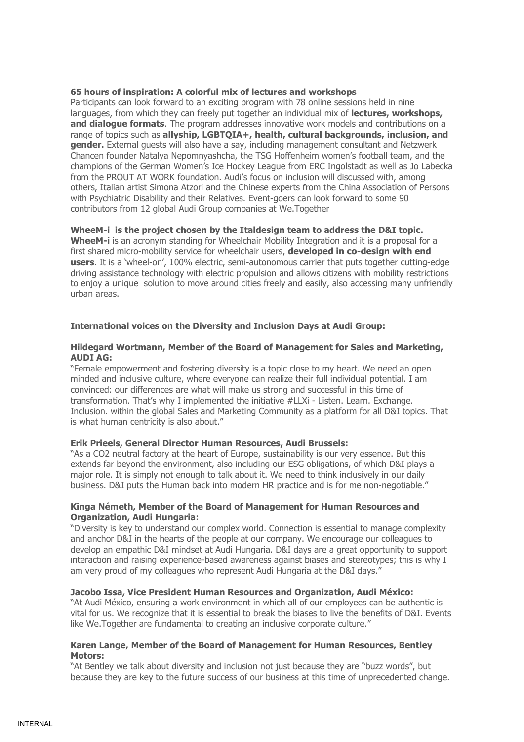**65 hours of inspiration: A colorful mix of lectures and workshops**

Participants can look forward to an exciting program with 78 online sessions held in nine languages, from which they can freely put together an individual mix of **lectures, workshops, and dialogue formats**. The program addresses innovative work models and contributions on a range of topics such as **allyship, LGBTQIA+, health, cultural backgrounds, inclusion, and gender.** External guests will also have a say, including management consultant and Netzwerk Chancen founder Natalya Nepomnyashcha, the TSG Hoffenheim women's football team, and the champions of the German Women's Ice Hockey League from ERC Ingolstadt as well as Jo Labecka from the PROUT AT WORK foundation. Audi's focus on inclusion will discussed with, among others, Italian artist Simona Atzori and the Chinese experts from the China Association of Persons with Psychiatric Disability and their Relatives. Event-goers can look forward to some 90 contributors from 12 global Audi Group companies at We.Together

**WheeM-i is the project chosen by the Italdesign team to address the D&I topic.**

**WheeM-i** is an acronym standing for Wheelchair Mobility Integration and it is a proposal for a first shared micro-mobility service for wheelchair users, **developed in co-design with end users**. It is a 'wheel-on', 100% electric, semi-autonomous carrier that puts together cutting-edge driving assistance technology with electric propulsion and allows citizens with mobility restrictions to enjoy a unique solution to move around cities freely and easily, also accessing many unfriendly urban areas.

**International voices on the Diversity and Inclusion Days at Audi Group:**

**Hildegard Wortmann, Member of the Board of Management for Sales and Marketing, AUDI AG:**

"Female empowerment and fostering diversity is a topic close to my heart. We need an open minded and inclusive culture, where everyone can realize their full individual potential. I am convinced: our differences are what will make us strong and successful in this time of transformation. That's why I implemented the initiative #LLXi - Listen. Learn. Exchange. Inclusion. within the global Sales and Marketing Community as a platform for all D&I topics. That is what human centricity is also about."

**Erik Prieels, General Director Human Resources, Audi Brussels:**

"As a CO2 neutral factory at the heart of Europe, sustainability is our very essence. But this extends far beyond the environment, also including our ESG obligations, of which D&I plays a major role. It is simply not enough to talk about it. We need to think inclusively in our daily business. D&I puts the Human back into modern HR practice and is for me non-negotiable."

**Kinga Németh, Member of the Board of Management for Human Resources and Organization, Audi Hungaria:**

"Diversity is key to understand our complex world. Connection is essential to manage complexity and anchor D&I in the hearts of the people at our company. We encourage our colleagues to develop an empathic D&I mindset at Audi Hungaria. D&I days are a great opportunity to support interaction and raising experience-based awareness against biases and stereotypes; this is why I am very proud of my colleagues who represent Audi Hungaria at the D&I days."

**Jacobo Issa, Vice President Human Resources and Organization, Audi México:**

"At Audi México, ensuring a work environment in which all of our employees can be authentic is vital for us. We recognize that it is essential to break the biases to live the benefits of D&I. Events like We.Together are fundamental to creating an inclusive corporate culture."

**Karen Lange, Member of the Board of Management for Human Resources, Bentley Motors:**

"At Bentley we talk about diversity and inclusion not just because they are "buzz words", but because they are key to the future success of our business at this time of unprecedented change.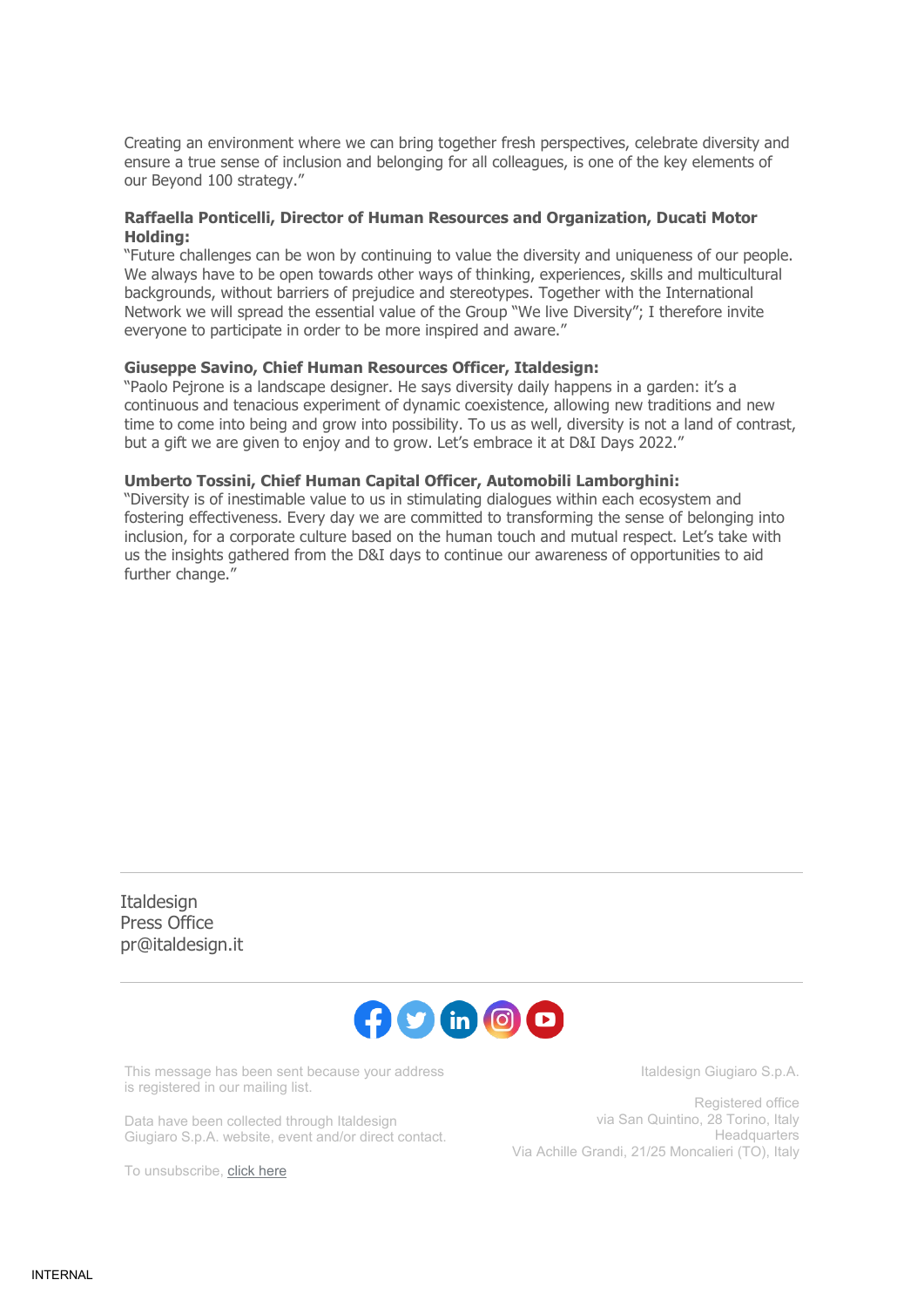Creating an environment where we can bring together fresh perspectives, celebrate diversity and ensure a true sense of inclusion and belonging for all colleagues, is one of the key elements of our Beyond 100 strategy."

**Raffaella Ponticelli, Director of Human Resources and Organization, Ducati Motor Holding:**
"Future challenges can be won by continuing to value the diversity and uniqueness of our people. We always have to be open towards other ways of thinking, experiences, skills and multicultural backgrounds, without barriers of prejudice and stereotypes. Together with the International Network we will spread the essential value of the Group "We live Diversity"; I therefore invite everyone to participate in order to be more inspired and aware."

**Giuseppe Savino, Chief Human Resources Officer, Italdesign:**
"Paolo Pejrone is a landscape designer. He says diversity daily happens in a garden: it's a continuous and tenacious experiment of dynamic coexistence, allowing new traditions and new time to come into being and grow into possibility. To us as well, diversity is not a land of contrast, but a gift we are given to enjoy and to grow. Let's embrace it at D&I Days 2022."

**Umberto Tossini, Chief Human Capital Officer, Automobili Lamborghini:**
"Diversity is of inestimable value to us in stimulating dialogues within each ecosystem and fostering effectiveness. Every day we are committed to transforming the sense of belonging into inclusion, for a corporate culture based on the human touch and mutual respect. Let's take with us the insights gathered from the D&I days to continue our awareness of opportunities to aid further change."

---

Italdesign
Press Office
pr@italdesign.it

---

This message has been sent because your address is registered in our mailing list.

Data have been collected through Italdesign Giugiaro S.p.A. website, event and/or direct contact.

To unsubscribe, click here

Italdesign Giugiaro S.p.A.

Registered office
via San Quintino, 28 Torino, Italy
Headquarters
Via Achille Grandi, 21/25 Moncalieri (TO), Italy

INTERNAL